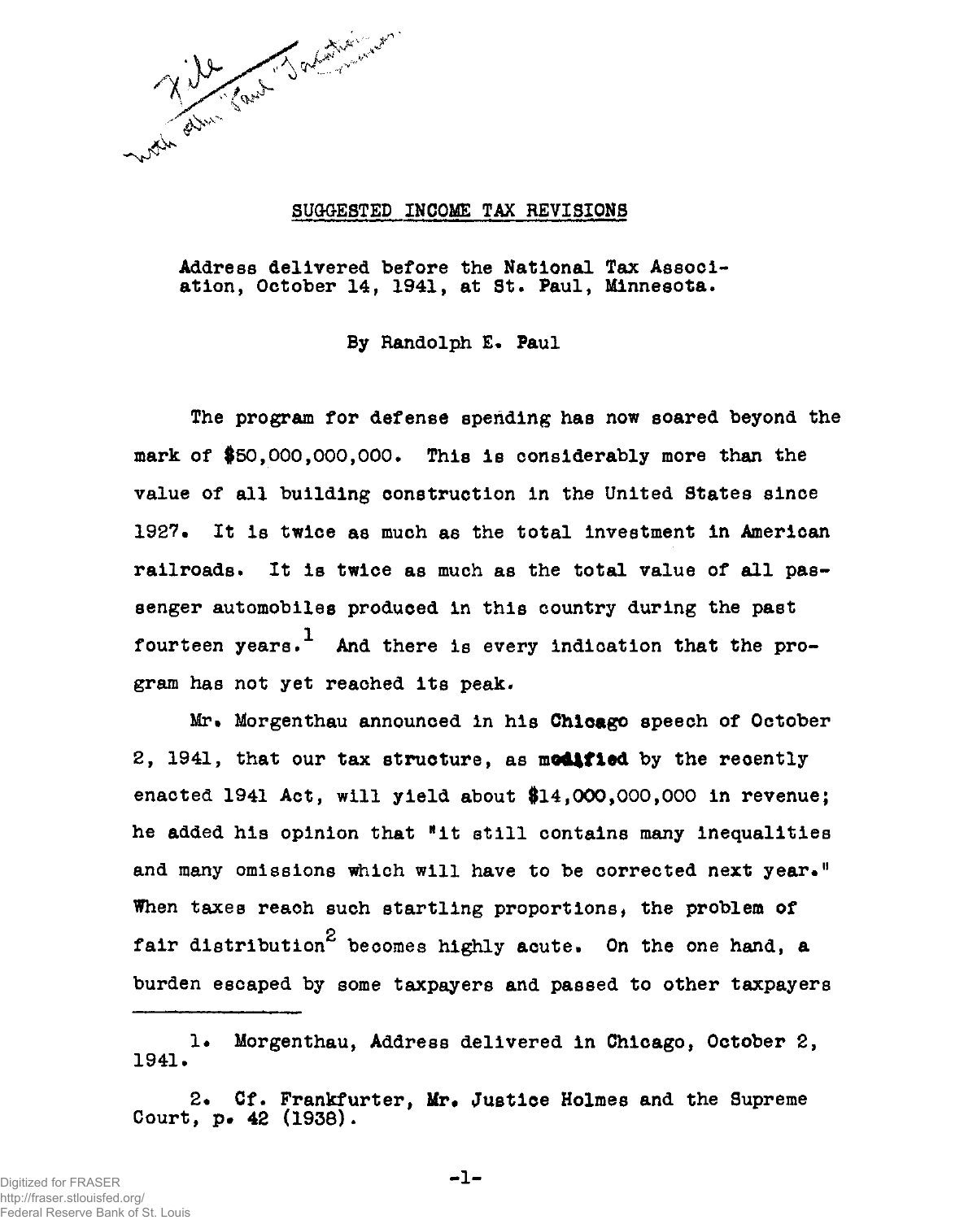File with other Paul "Taxation" ...

## SUGGESTED INCOME TAX REVISIONS

Address delivered before the National Tax Association, October 14, 1941, at St. Paul, Minnesota.

By Randolph E. Paul

The program for defense spending has now soared beyond the mark of $50,000,000,000. This is considerably more than the value of all building construction in the United States since 1927. It is twice as much as the total investment in American railroads. It is twice as much as the total value of all passenger automobiles produced in this country during the past fourteen years.[1] And there is every indication that the program has not yet reached its peak.

Mr. Morgenthau announced in his Chicago speech of October 2, 1941, that our tax structure, as modified by the recently enacted 1941 Act, will yield about $14,000,000,000 in revenue; he added his opinion that "it still contains many inequalities and many omissions which will have to be corrected next year." When taxes reach such startling proportions, the problem of fair distribution[2] becomes highly acute. On the one hand, a burden escaped by some taxpayers and passed to other taxpayers

---

1. Morgenthau, Address delivered in Chicago, October 2, 1941.

2. Cf. Frankfurter, Mr. Justice Holmes and the Supreme Court, p. 42 (1938).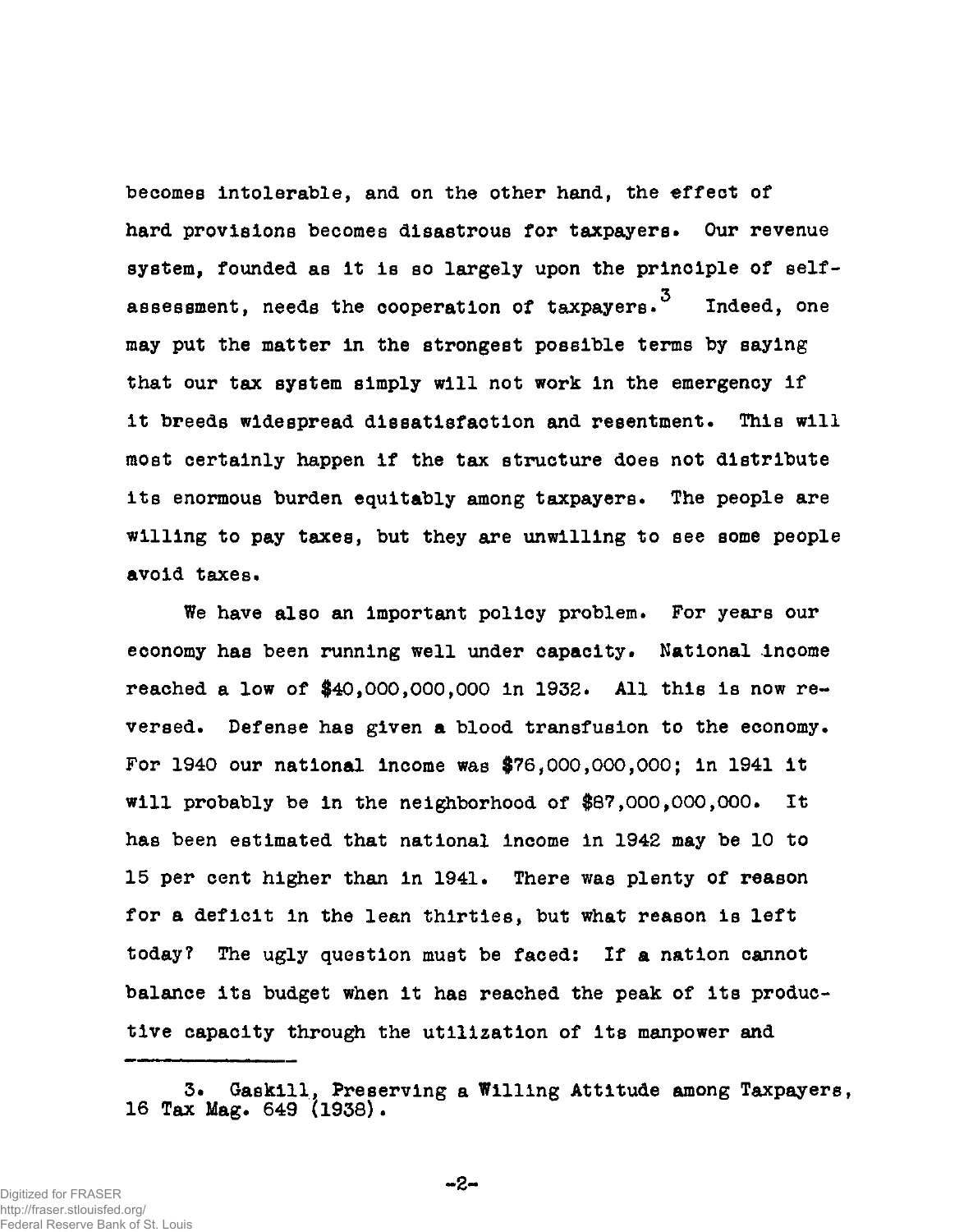becomes intolerable, and on the other hand, the effect of hard provisions becomes disastrous for taxpayers. Our revenue system, founded as it is so largely upon the principle of self-assessment, needs the cooperation of taxpayers.[3] Indeed, one may put the matter in the strongest possible terms by saying that our tax system simply will not work in the emergency if it breeds widespread dissatisfaction and resentment. This will most certainly happen if the tax structure does not distribute its enormous burden equitably among taxpayers. The people are willing to pay taxes, but they are unwilling to see some people avoid taxes.

We have also an important policy problem. For years our economy has been running well under capacity. National income reached a low of $40,000,000,000 in 1932. All this is now reversed. Defense has given a blood transfusion to the economy. For 1940 our national income was $76,000,000,000; in 1941 it will probably be in the neighborhood of $87,000,000,000. It has been estimated that national income in 1942 may be 10 to 15 per cent higher than in 1941. There was plenty of reason for a deficit in the lean thirties, but what reason is left today? The ugly question must be faced: If a nation cannot balance its budget when it has reached the peak of its productive capacity through the utilization of its manpower and

---

3. Gaskill, Preserving a Willing Attitude among Taxpayers, 16 Tax Mag. 649 (1938).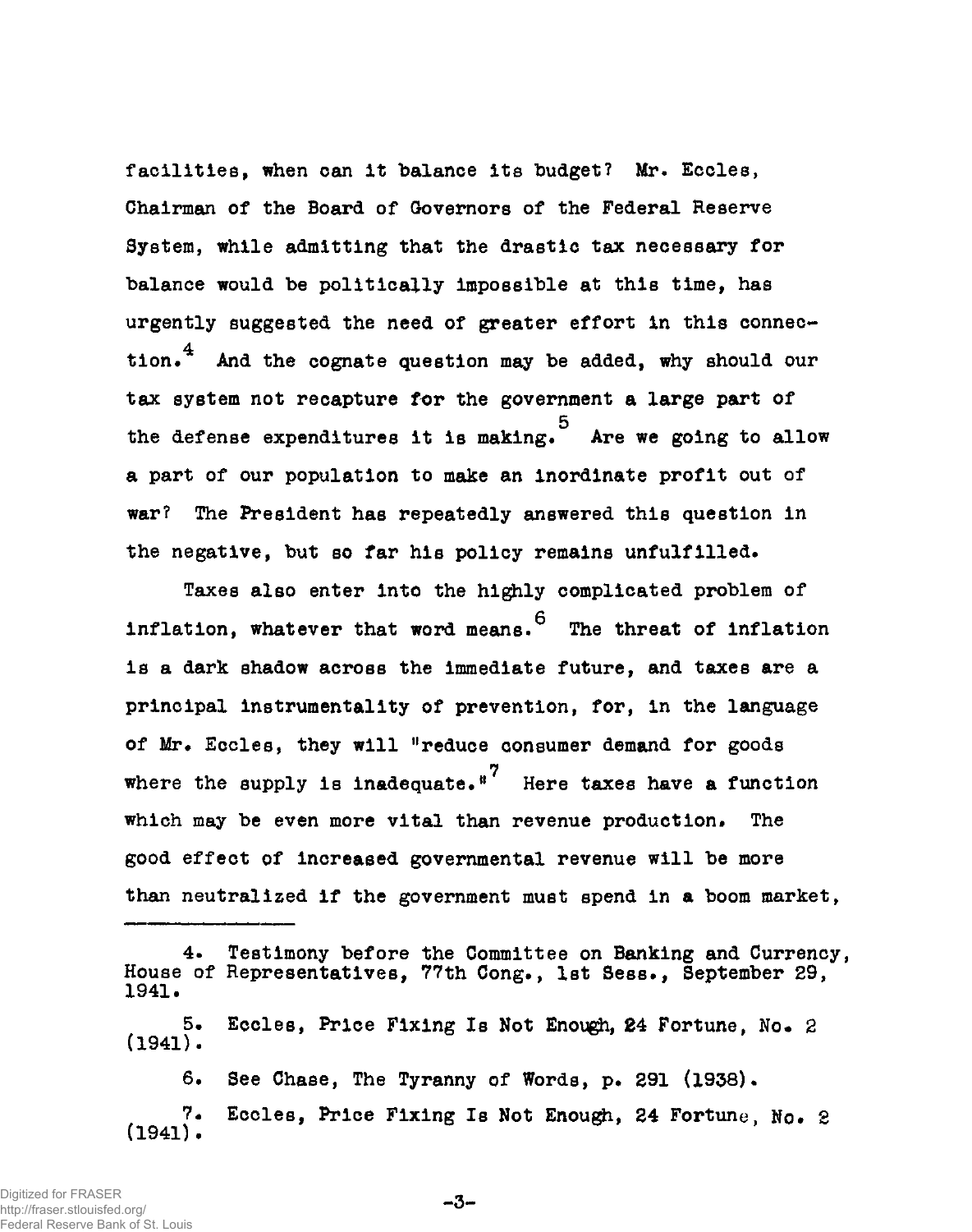facilities, when can it balance its budget? Mr. Eccles, Chairman of the Board of Governors of the Federal Reserve System, while admitting that the drastic tax necessary for balance would be politically impossible at this time, has urgently suggested the need of greater effort in this connection.[4] And the cognate question may be added, why should our tax system not recapture for the government a large part of the defense expenditures it is making.[5] Are we going to allow a part of our population to make an inordinate profit out of war? The President has repeatedly answered this question in the negative, but so far his policy remains unfulfilled.

Taxes also enter into the highly complicated problem of inflation, whatever that word means.[6] The threat of inflation is a dark shadow across the immediate future, and taxes are a principal instrumentality of prevention, for, in the language of Mr. Eccles, they will "reduce consumer demand for goods where the supply is inadequate."[7] Here taxes have a function which may be even more vital than revenue production. The good effect of increased governmental revenue will be more than neutralized if the government must spend in a boom market,

---

4. Testimony before the Committee on Banking and Currency, House of Representatives, 77th Cong., 1st Sess., September 29, 1941.

5. Eccles, Price Fixing Is Not Enough, 24 Fortune, No. 2 (1941).

6. See Chase, The Tyranny of Words, p. 291 (1938).

7. Eccles, Price Fixing Is Not Enough, 24 Fortune, No. 2 (1941).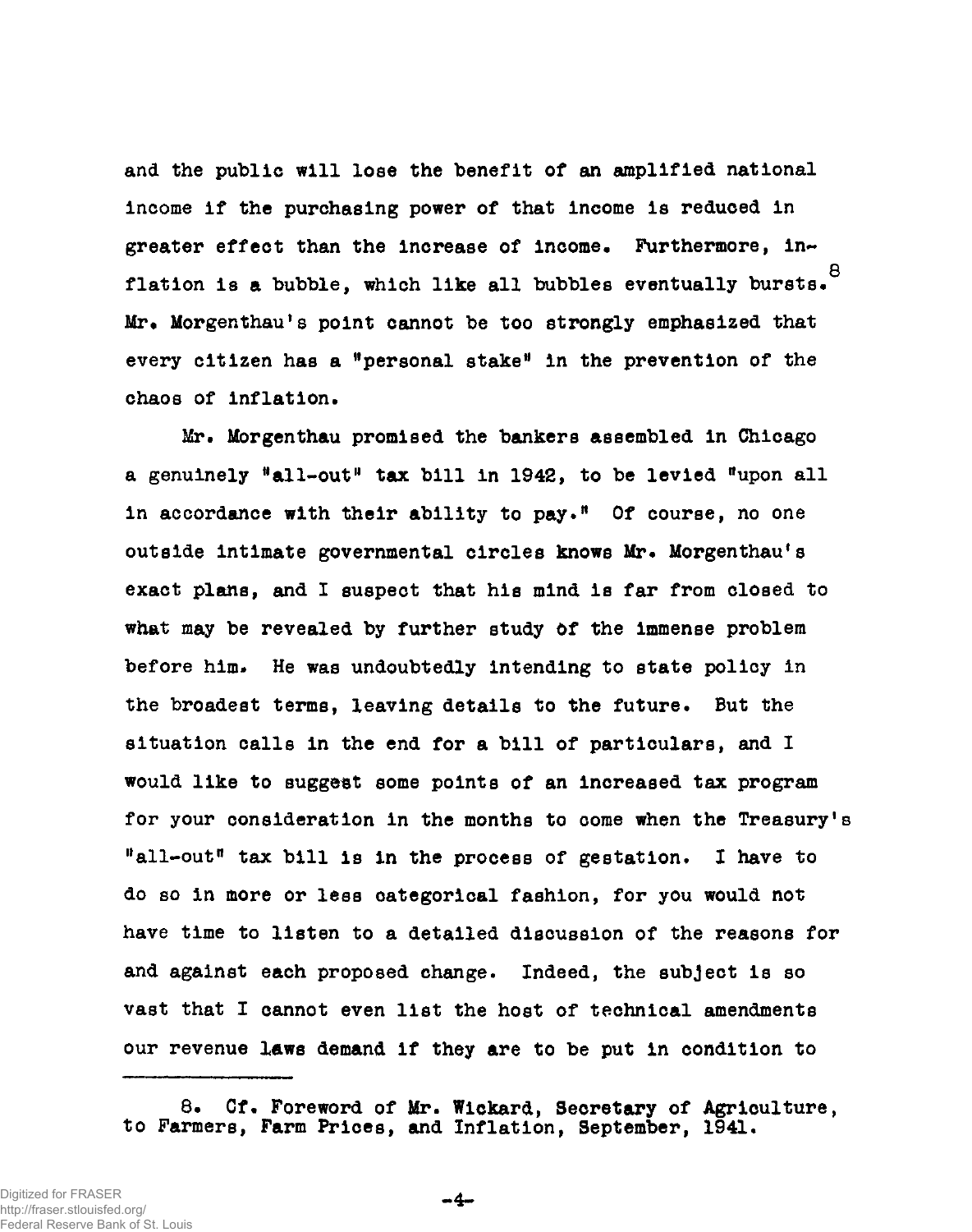and the public will lose the benefit of an amplified national income if the purchasing power of that income is reduced in greater effect than the increase of income. Furthermore, inflation is a bubble, which like all bubbles eventually bursts.[8] Mr. Morgenthau's point cannot be too strongly emphasized that every citizen has a "personal stake" in the prevention of the chaos of inflation.

Mr. Morgenthau promised the bankers assembled in Chicago a genuinely "all-out" tax bill in 1942, to be levied "upon all in accordance with their ability to pay." Of course, no one outside intimate governmental circles knows Mr. Morgenthau's exact plans, and I suspect that his mind is far from closed to what may be revealed by further study of the immense problem before him. He was undoubtedly intending to state policy in the broadest terms, leaving details to the future. But the situation calls in the end for a bill of particulars, and I would like to suggest some points of an increased tax program for your consideration in the months to come when the Treasury's "all-out" tax bill is in the process of gestation. I have to do so in more or less categorical fashion, for you would not have time to listen to a detailed discussion of the reasons for and against each proposed change. Indeed, the subject is so vast that I cannot even list the host of technical amendments our revenue laws demand if they are to be put in condition to

---

8. Cf. Foreword of Mr. Wickard, Secretary of Agriculture, to Farmers, Farm Prices, and Inflation, September, 1941.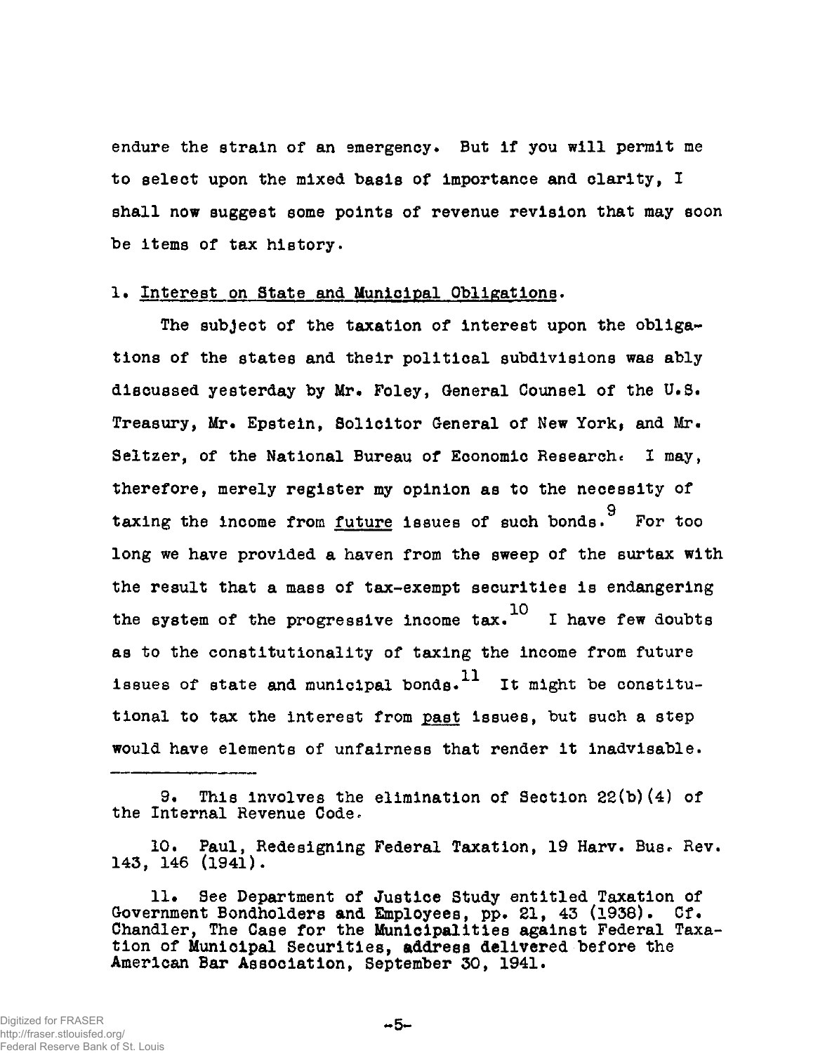endure the strain of an emergency. But if you will permit me to select upon the mixed basis of importance and clarity, I shall now suggest some points of revenue revision that may soon be items of tax history.

1. Interest on State and Municipal Obligations.

The subject of the taxation of interest upon the obligations of the states and their political subdivisions was ably discussed yesterday by Mr. Foley, General Counsel of the U.S. Treasury, Mr. Epstein, Solicitor General of New York, and Mr. Seltzer, of the National Bureau of Economic Research. I may, therefore, merely register my opinion as to the necessity of taxing the income from *future* issues of such bonds.[9] For too long we have provided a haven from the sweep of the surtax with the result that a mass of tax-exempt securities is endangering the system of the progressive income tax.[10] I have few doubts as to the constitutionality of taxing the income from future issues of state and municipal bonds.[11] It might be constitutional to tax the interest from *past* issues, but such a step would have elements of unfairness that render it inadvisable.

---

9. This involves the elimination of Section 22(b)(4) of the Internal Revenue Code.

10. Paul, Redesigning Federal Taxation, 19 Harv. Bus. Rev. 143, 146 (1941).

11. See Department of Justice Study entitled Taxation of Government Bondholders and Employees, pp. 21, 43 (1938). Cf. Chandler, The Case for the Municipalities against Federal Taxation of Municipal Securities, address delivered before the American Bar Association, September 30, 1941.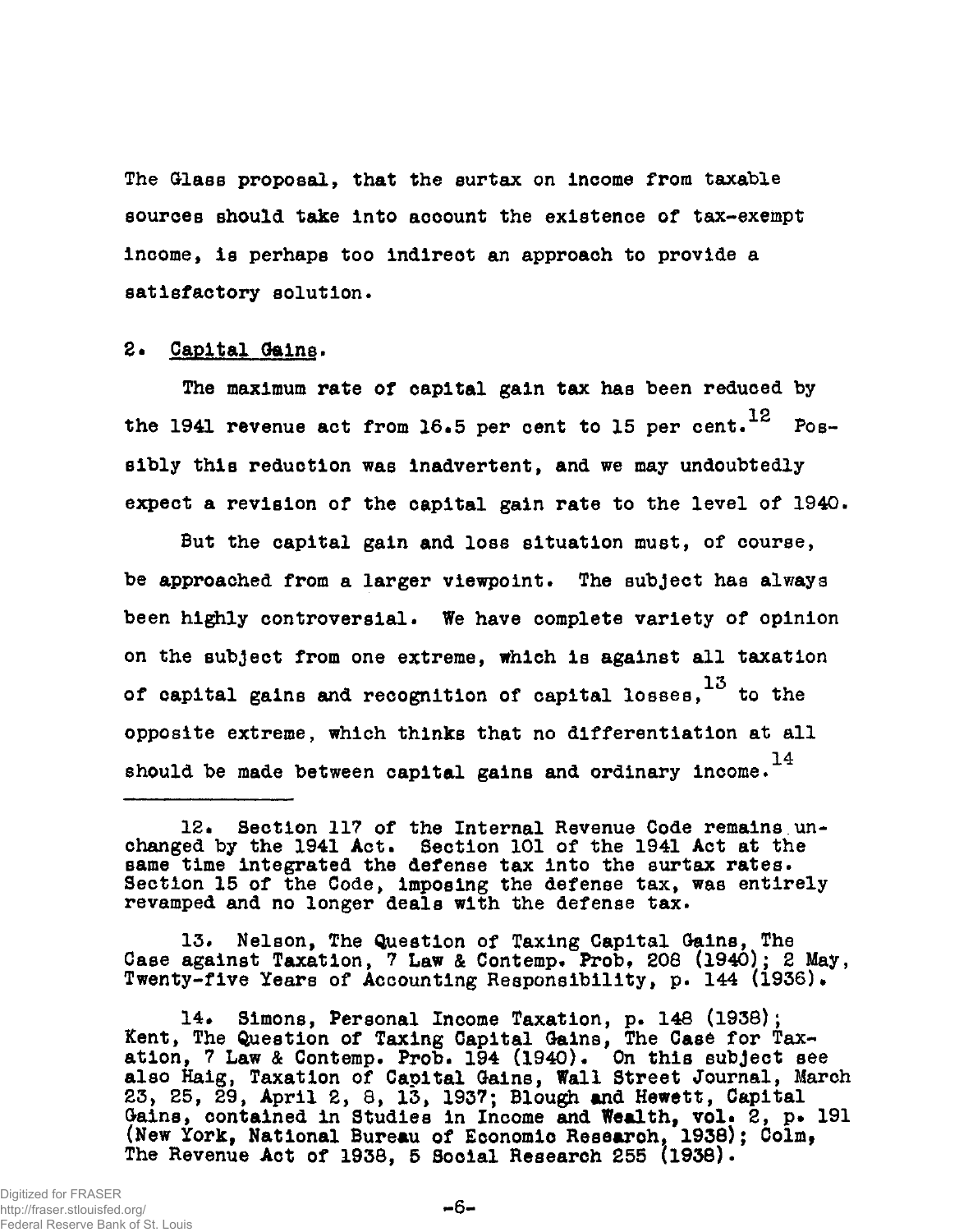The Glass proposal, that the surtax on income from taxable sources should take into account the existence of tax-exempt income, is perhaps too indirect an approach to provide a satisfactory solution.

2. Capital Gains.

The maximum rate of capital gain tax has been reduced by the 1941 revenue act from 16.5 per cent to 15 per cent.[12] Possibly this reduction was inadvertent, and we may undoubtedly expect a revision of the capital gain rate to the level of 1940.

But the capital gain and loss situation must, of course, be approached from a larger viewpoint. The subject has always been highly controversial. We have complete variety of opinion on the subject from one extreme, which is against all taxation of capital gains and recognition of capital losses,[13] to the opposite extreme, which thinks that no differentiation at all should be made between capital gains and ordinary income.[14]

---

12. Section 117 of the Internal Revenue Code remains unchanged by the 1941 Act. Section 101 of the 1941 Act at the same time integrated the defense tax into the surtax rates. Section 15 of the Code, imposing the defense tax, was entirely revamped and no longer deals with the defense tax.

13. Nelson, The Question of Taxing Capital Gains, The Case against Taxation, 7 Law & Contemp. Prob, 208 (1940); 2 May, Twenty-five Years of Accounting Responsibility, p. 144 (1936).

14. Simons, Personal Income Taxation, p. 148 (1938); Kent, The Question of Taxing Capital Gains, The Case for Taxation, 7 Law & Contemp. Prob. 194 (1940). On this subject see also Haig, Taxation of Capital Gains, Wall Street Journal, March 23, 25, 29, April 2, 8, 13, 1937; Blough and Hewett, Capital Gains, contained in Studies in Income and Wealth, vol. 2, p. 191 (New York, National Bureau of Economic Research, 1938); Colm, The Revenue Act of 1938, 5 Social Research 255 (1938).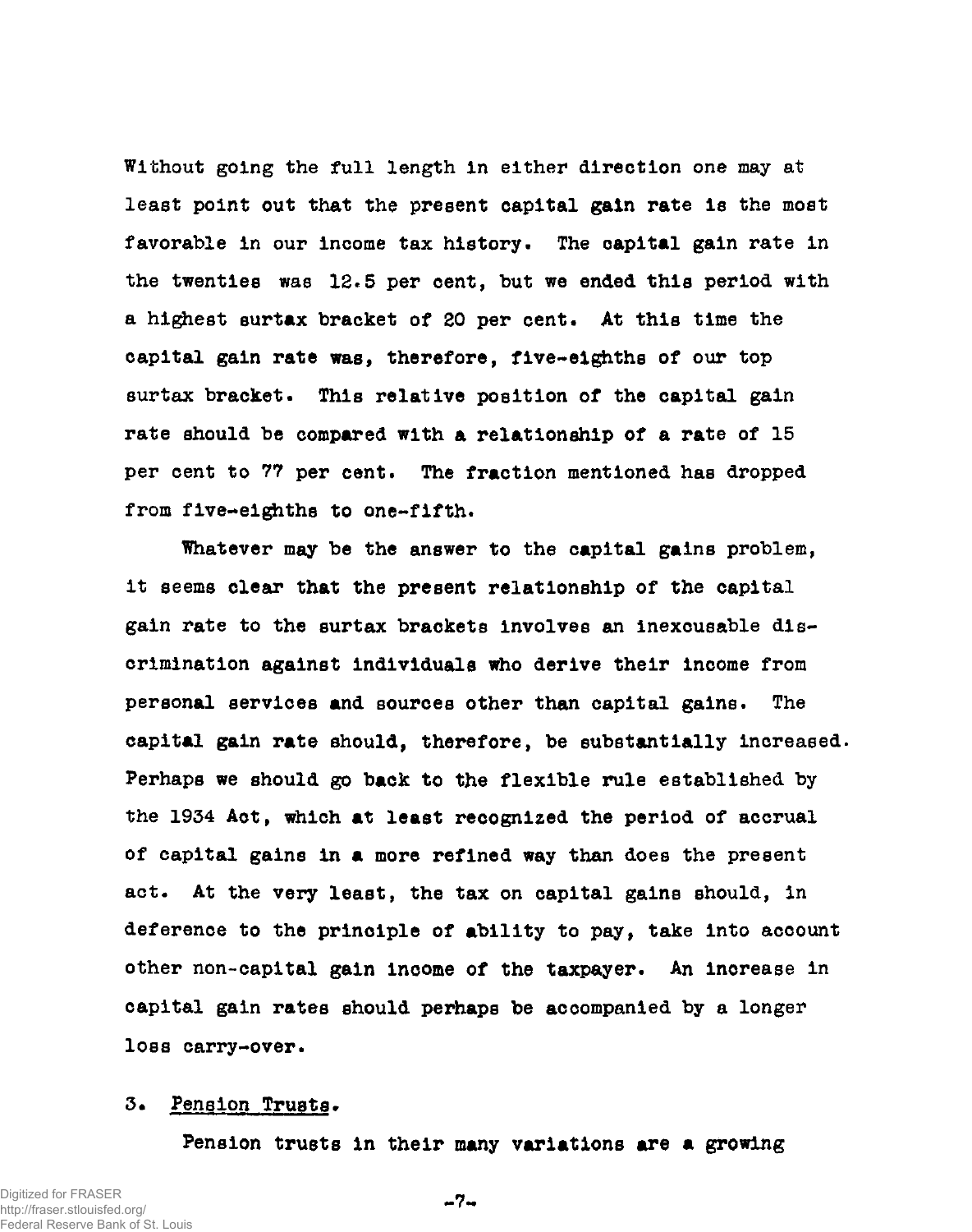Without going the full length in either direction one may at least point out that the present capital gain rate is the most favorable in our income tax history. The capital gain rate in the twenties was 12.5 per cent, but we ended this period with a highest surtax bracket of 20 per cent. At this time the capital gain rate was, therefore, five-eighths of our top surtax bracket. This relative position of the capital gain rate should be compared with a relationship of a rate of 15 per cent to 77 per cent. The fraction mentioned has dropped from five-eighths to one-fifth.

Whatever may be the answer to the capital gains problem, it seems clear that the present relationship of the capital gain rate to the surtax brackets involves an inexcusable discrimination against individuals who derive their income from personal services and sources other than capital gains. The capital gain rate should, therefore, be substantially increased. Perhaps we should go back to the flexible rule established by the 1934 Act, which at least recognized the period of accrual of capital gains in a more refined way than does the present act. At the very least, the tax on capital gains should, in deference to the principle of ability to pay, take into account other non-capital gain income of the taxpayer. An increase in capital gain rates should perhaps be accompanied by a longer loss carry-over.

3. Pension Trusts.

Pension trusts in their many variations are a growing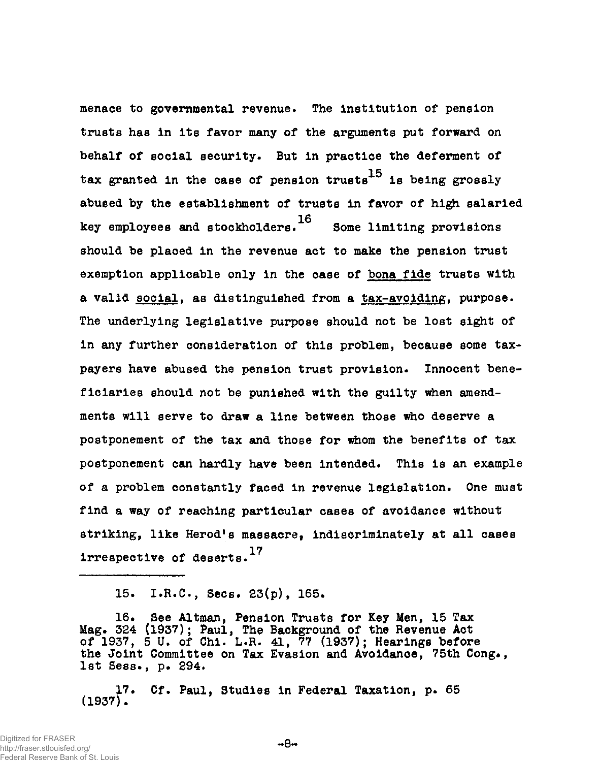menace to governmental revenue. The institution of pension trusts has in its favor many of the arguments put forward on behalf of social security. But in practice the deferment of tax granted in the case of pension trusts[15] is being grossly abused by the establishment of trusts in favor of high salaried key employees and stockholders.[16] Some limiting provisions should be placed in the revenue act to make the pension trust exemption applicable only in the case of _bona fide_ trusts with a valid _social_, as distinguished from a _tax-avoiding_, purpose. The underlying legislative purpose should not be lost sight of in any further consideration of this problem, because some taxpayers have abused the pension trust provision. Innocent beneficiaries should not be punished with the guilty when amendments will serve to draw a line between those who deserve a postponement of the tax and those for whom the benefits of tax postponement can hardly have been intended. This is an example of a problem constantly faced in revenue legislation. One must find a way of reaching particular cases of avoidance without striking, like Herod's massacre, indiscriminately at all cases irrespective of deserts.[17]

---

15. I.R.C., Secs. 23(p), 165.

16. See Altman, Pension Trusts for Key Men, 15 Tax Mag. 324 (1937); Paul, The Background of the Revenue Act of 1937, 5 U. of Chi. L.R. 41, 77 (1937); Hearings before the Joint Committee on Tax Evasion and Avoidance, 75th Cong., 1st Sess., p. 294.

17. Cf. Paul, Studies in Federal Taxation, p. 65 (1937).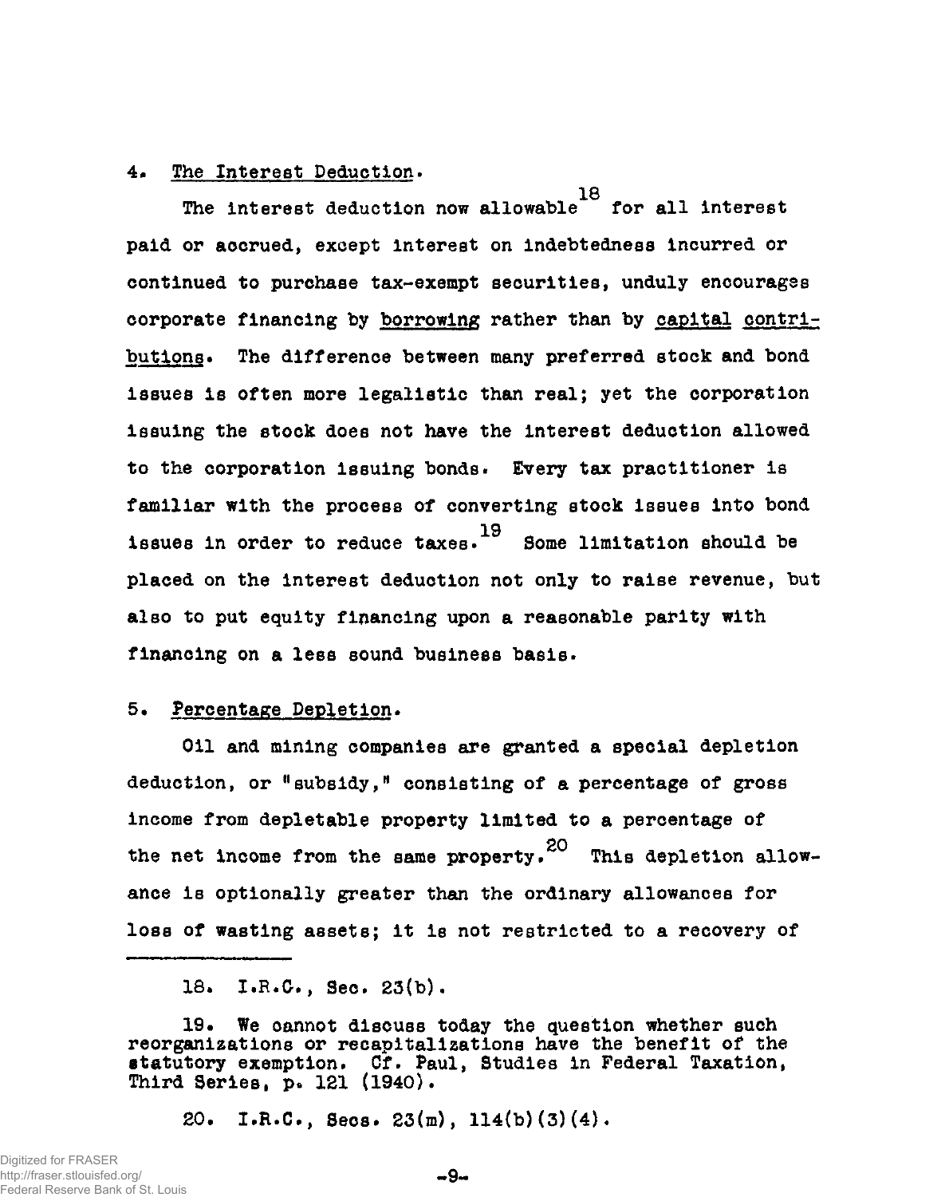### 4. The Interest Deduction.

The interest deduction now allowable[18] for all interest paid or accrued, except interest on indebtedness incurred or continued to purchase tax-exempt securities, unduly encourages corporate financing by borrowing rather than by capital contributions. The difference between many preferred stock and bond issues is often more legalistic than real; yet the corporation issuing the stock does not have the interest deduction allowed to the corporation issuing bonds. Every tax practitioner is familiar with the process of converting stock issues into bond issues in order to reduce taxes.[19] Some limitation should be placed on the interest deduction not only to raise revenue, but also to put equity financing upon a reasonable parity with financing on a less sound business basis.

### 5. Percentage Depletion.

Oil and mining companies are granted a special depletion deduction, or "subsidy," consisting of a percentage of gross income from depletable property limited to a percentage of the net income from the same property.[20] This depletion allowance is optionally greater than the ordinary allowances for loss of wasting assets; it is not restricted to a recovery of

---

18. I.R.C., Sec. 23(b).

19. We cannot discuss today the question whether such reorganizations or recapitalizations have the benefit of the statutory exemption. Cf. Paul, Studies in Federal Taxation, Third Series, p. 121 (1940).

20. I.R.C., Secs. 23(m), 114(b)(3)(4).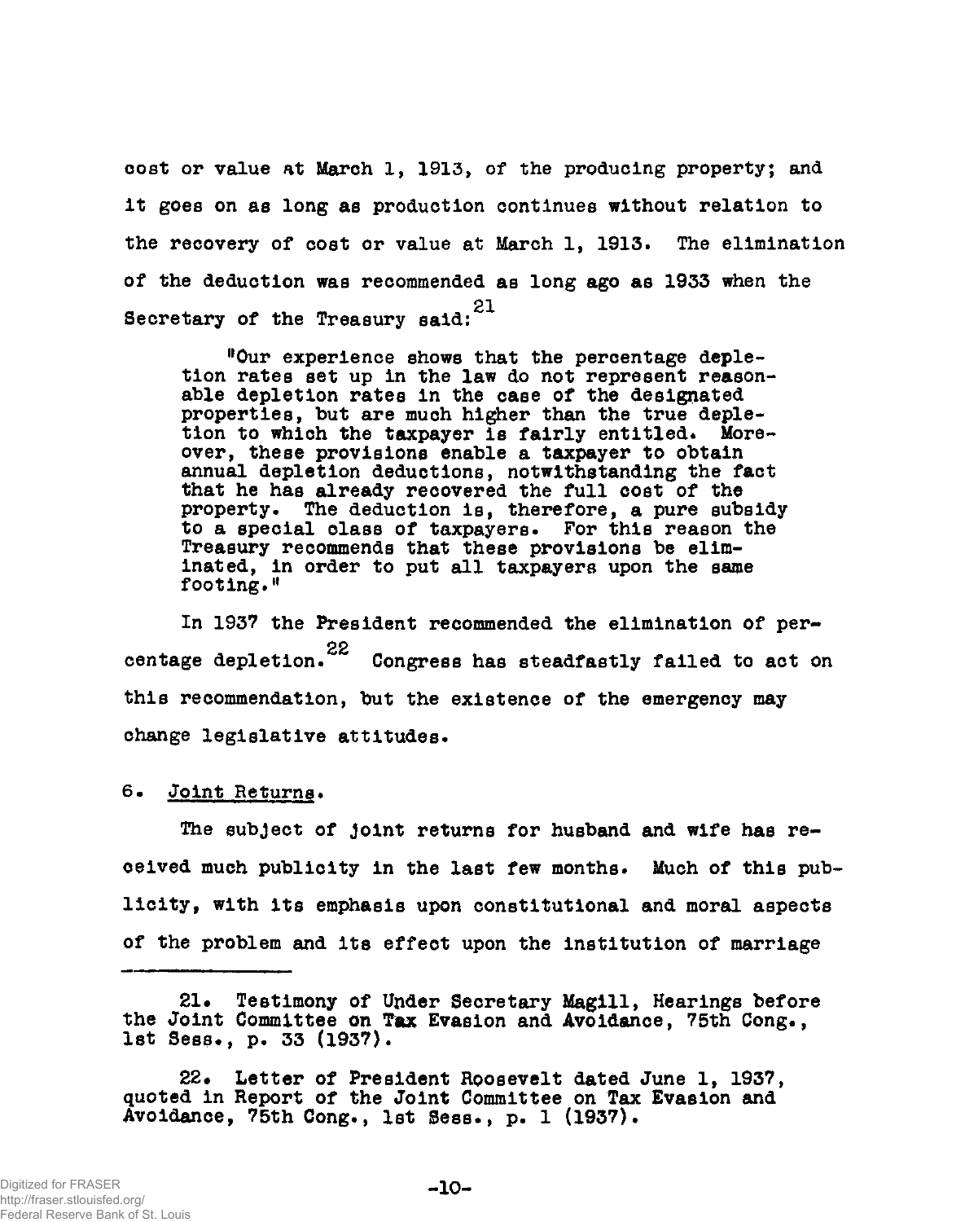cost or value at March 1, 1913, of the producing property; and it goes on as long as production continues without relation to the recovery of cost or value at March 1, 1913. The elimination of the deduction was recommended as long ago as 1933 when the Secretary of the Treasury said:[21]

> "Our experience shows that the percentage depletion rates set up in the law do not represent reasonable depletion rates in the case of the designated properties, but are much higher than the true depletion to which the taxpayer is fairly entitled. Moreover, these provisions enable a taxpayer to obtain annual depletion deductions, notwithstanding the fact that he has already recovered the full cost of the property. The deduction is, therefore, a pure subsidy to a special class of taxpayers. For this reason the Treasury recommends that these provisions be eliminated, in order to put all taxpayers upon the same footing."

In 1937 the President recommended the elimination of percentage depletion.[22] Congress has steadfastly failed to act on this recommendation, but the existence of the emergency may change legislative attitudes.

6. Joint Returns.

The subject of joint returns for husband and wife has received much publicity in the last few months. Much of this publicity, with its emphasis upon constitutional and moral aspects of the problem and its effect upon the institution of marriage

---

21. Testimony of Under Secretary Magill, Hearings before the Joint Committee on Tax Evasion and Avoidance, 75th Cong., 1st Sess., p. 33 (1937).

22. Letter of President Roosevelt dated June 1, 1937, quoted in Report of the Joint Committee on Tax Evasion and Avoidance, 75th Cong., 1st Sess., p. 1 (1937).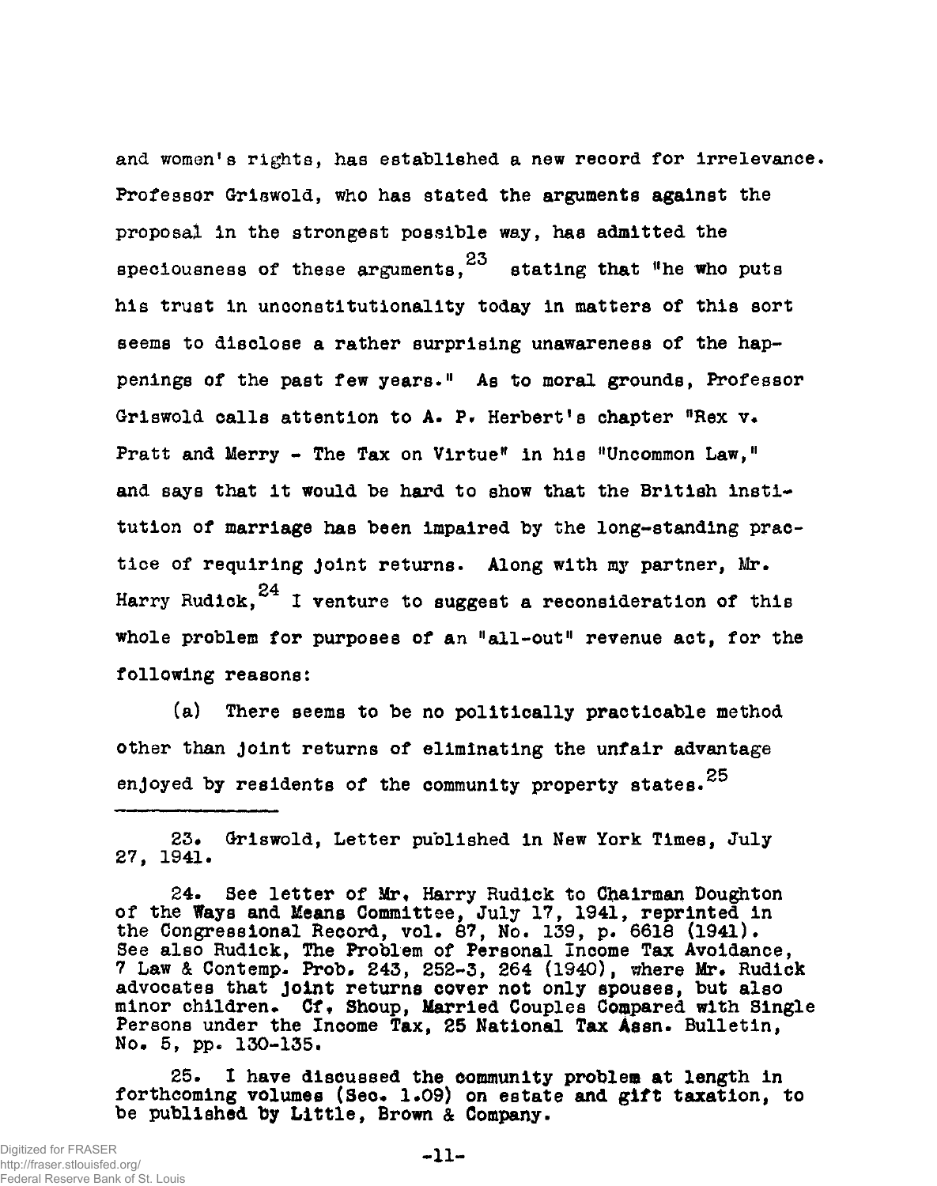and women's rights, has established a new record for irrelevance. Professor Griswold, who has stated the arguments against the proposal in the strongest possible way, has admitted the speciousness of these arguments,[23] stating that "he who puts his trust in unconstitutionality today in matters of this sort seems to disclose a rather surprising unawareness of the happenings of the past few years." As to moral grounds, Professor Griswold calls attention to A. P. Herbert's chapter "Rex v. Pratt and Merry - The Tax on Virtue" in his "Uncommon Law," and says that it would be hard to show that the British institution of marriage has been impaired by the long-standing practice of requiring joint returns. Along with my partner, Mr. Harry Rudick,[24] I venture to suggest a reconsideration of this whole problem for purposes of an "all-out" revenue act, for the following reasons:

(a) There seems to be no politically practicable method other than joint returns of eliminating the unfair advantage enjoyed by residents of the community property states.[25]

---

23. Griswold, Letter published in New York Times, July 27, 1941.

24. See letter of Mr. Harry Rudick to Chairman Doughton of the Ways and Means Committee, July 17, 1941, reprinted in the Congressional Record, vol. 87, No. 139, p. 6618 (1941). See also Rudick, The Problem of Personal Income Tax Avoidance, 7 Law & Contemp. Prob. 243, 252-3, 264 (1940), where Mr. Rudick advocates that joint returns cover not only spouses, but also minor children. Cf. Shoup, Married Couples Compared with Single Persons under the Income Tax, 25 National Tax Assn. Bulletin, No. 5, pp. 130-135.

25. I have discussed the community problem at length in forthcoming volumes (Sec. 1.09) on estate and gift taxation, to be published by Little, Brown & Company.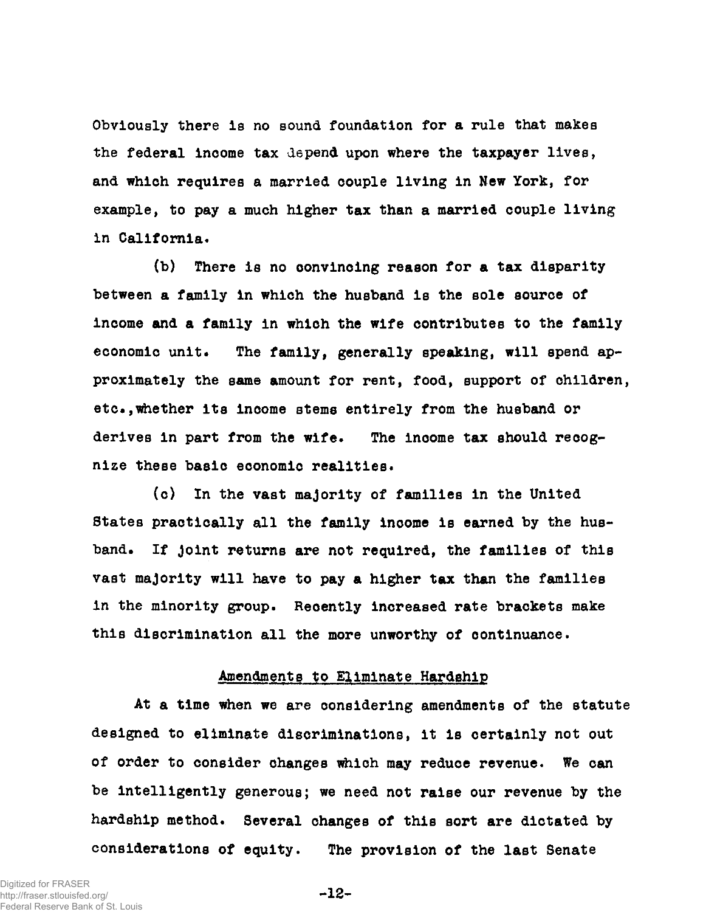Obviously there is no sound foundation for a rule that makes the federal income tax depend upon where the taxpayer lives, and which requires a married couple living in New York, for example, to pay a much higher tax than a married couple living in California.

(b) There is no convincing reason for a tax disparity between a family in which the husband is the sole source of income and a family in which the wife contributes to the family economic unit. The family, generally speaking, will spend approximately the same amount for rent, food, support of children, etc., whether its income stems entirely from the husband or derives in part from the wife. The income tax should recognize these basic economic realities.

(c) In the vast majority of families in the United States practically all the family income is earned by the husband. If joint returns are not required, the families of this vast majority will have to pay a higher tax than the families in the minority group. Recently increased rate brackets make this discrimination all the more unworthy of continuance.

## Amendments to Eliminate Hardship

At a time when we are considering amendments of the statute designed to eliminate discriminations, it is certainly not out of order to consider changes which may reduce revenue. We can be intelligently generous; we need not raise our revenue by the hardship method. Several changes of this sort are dictated by considerations of equity. The provision of the last Senate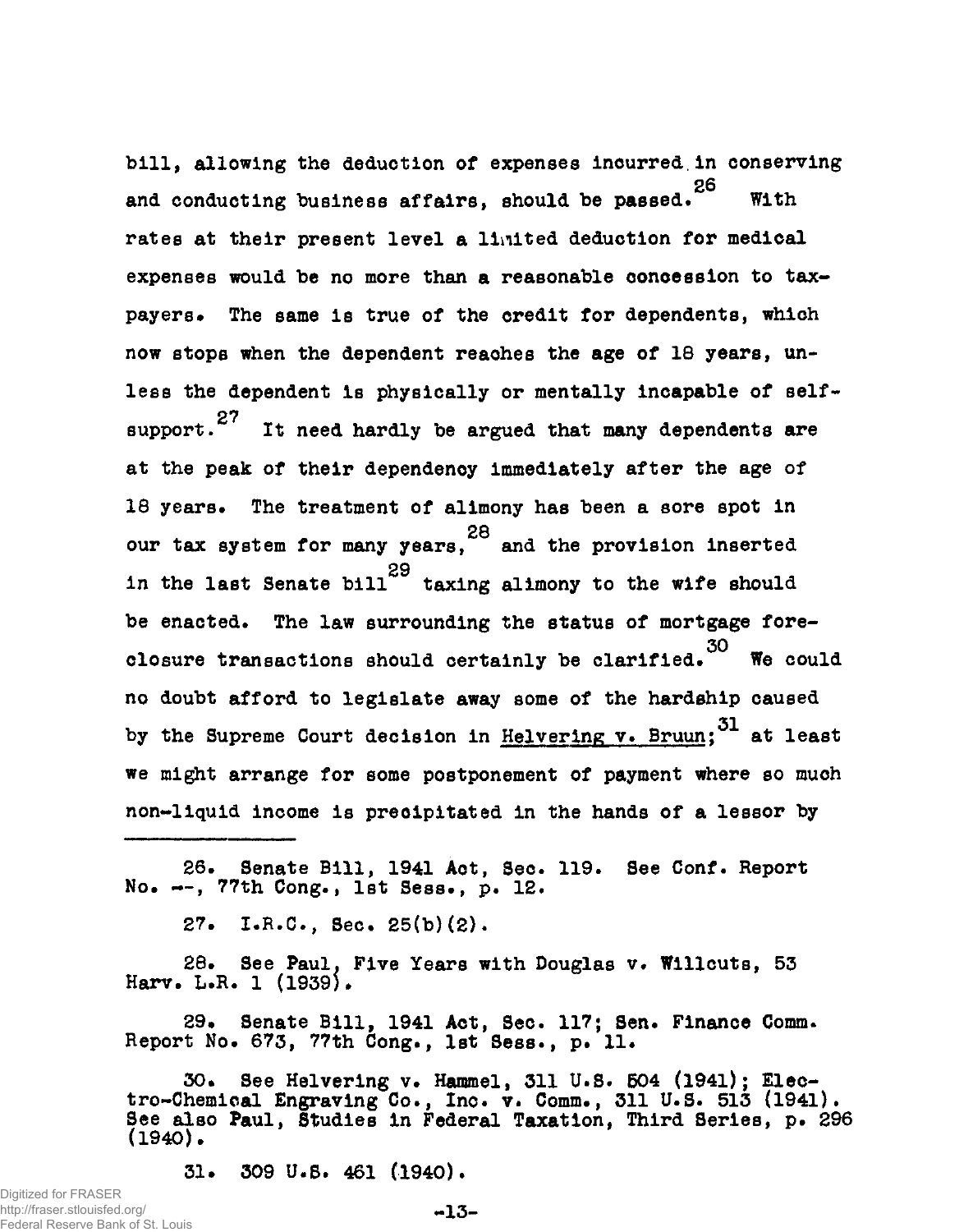bill, allowing the deduction of expenses incurred in conserving and conducting business affairs, should be passed.[26] With rates at their present level a limited deduction for medical expenses would be no more than a reasonable concession to taxpayers. The same is true of the credit for dependents, which now stops when the dependent reaches the age of 18 years, unless the dependent is physically or mentally incapable of self-support.[27] It need hardly be argued that many dependents are at the peak of their dependency immediately after the age of 18 years. The treatment of alimony has been a sore spot in our tax system for many years,[28] and the provision inserted in the last Senate bill[29] taxing alimony to the wife should be enacted. The law surrounding the status of mortgage foreclosure transactions should certainly be clarified.[30] We could no doubt afford to legislate away some of the hardship caused by the Supreme Court decision in Helvering v. Bruun;[31] at least we might arrange for some postponement of payment where so much non-liquid income is precipitated in the hands of a lessor by

---

26. Senate Bill, 1941 Act, Sec. 119. See Conf. Report No. --, 77th Cong., 1st Sess., p. 12.

27. I.R.C., Sec. 25(b)(2).

28. See Paul, Five Years with Douglas v. Willcuts, 53 Harv. L.R. 1 (1939).

29. Senate Bill, 1941 Act, Sec. 117; Sen. Finance Comm. Report No. 673, 77th Cong., 1st Sess., p. 11.

30. See Helvering v. Hammel, 311 U.S. 504 (1941); Electro-Chemical Engraving Co., Inc. v. Comm., 311 U.S. 513 (1941). See also Paul, Studies in Federal Taxation, Third Series, p. 296 (1940).

31. 309 U.S. 461 (1940).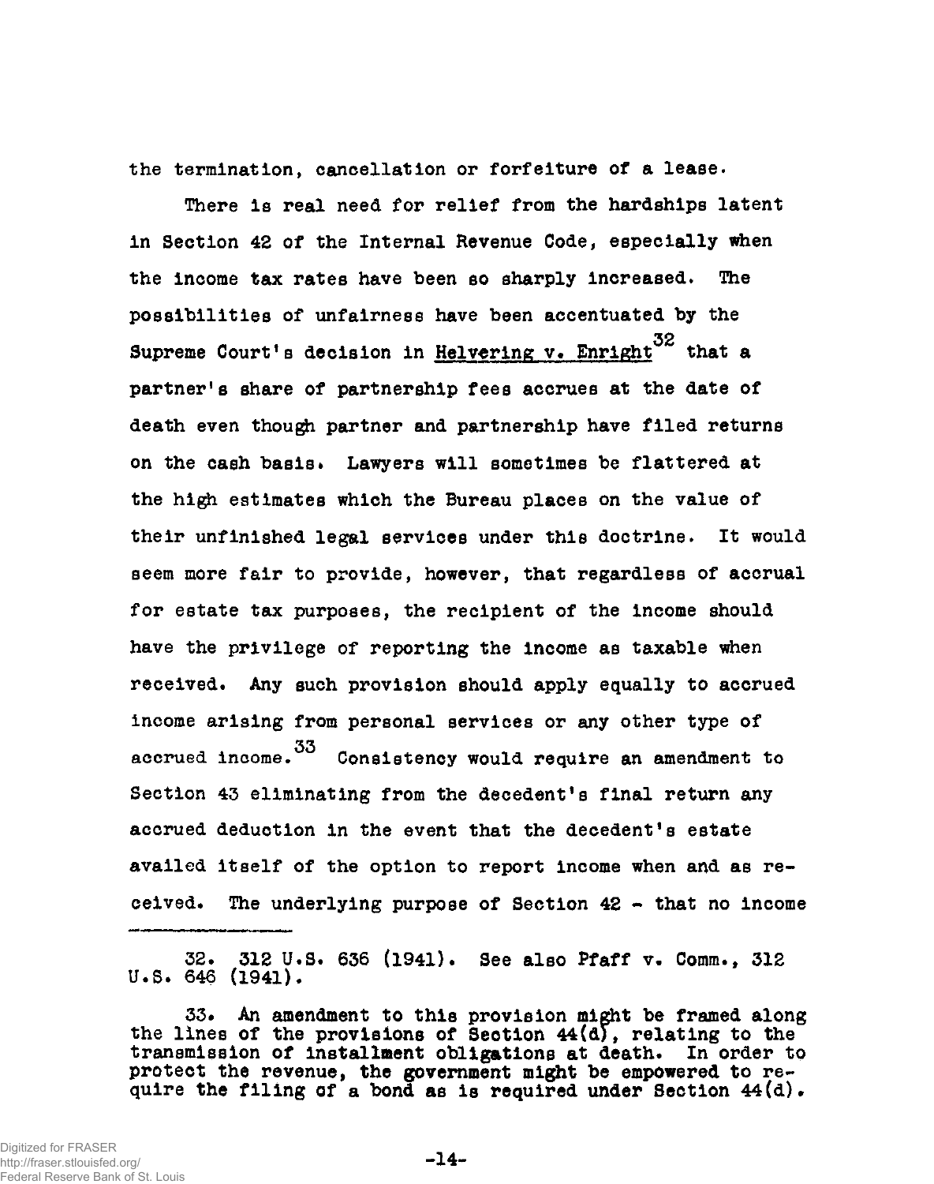the termination, cancellation or forfeiture of a lease.

There is real need for relief from the hardships latent in Section 42 of the Internal Revenue Code, especially when the income tax rates have been so sharply increased. The possibilities of unfairness have been accentuated by the Supreme Court's decision in Helvering v. Enright[32] that a partner's share of partnership fees accrues at the date of death even though partner and partnership have filed returns on the cash basis. Lawyers will sometimes be flattered at the high estimates which the Bureau places on the value of their unfinished legal services under this doctrine. It would seem more fair to provide, however, that regardless of accrual for estate tax purposes, the recipient of the income should have the privilege of reporting the income as taxable when received. Any such provision should apply equally to accrued income arising from personal services or any other type of accrued income.[33] Consistency would require an amendment to Section 43 eliminating from the decedent's final return any accrued deduction in the event that the decedent's estate availed itself of the option to report income when and as received. The underlying purpose of Section 42 - that no income

---

32. 312 U.S. 636 (1941). See also Pfaff v. Comm., 312 U.S. 646 (1941).

33. An amendment to this provision might be framed along the lines of the provisions of Section 44(d), relating to the transmission of installment obligations at death. In order to protect the revenue, the government might be empowered to require the filing of a bond as is required under Section 44(d).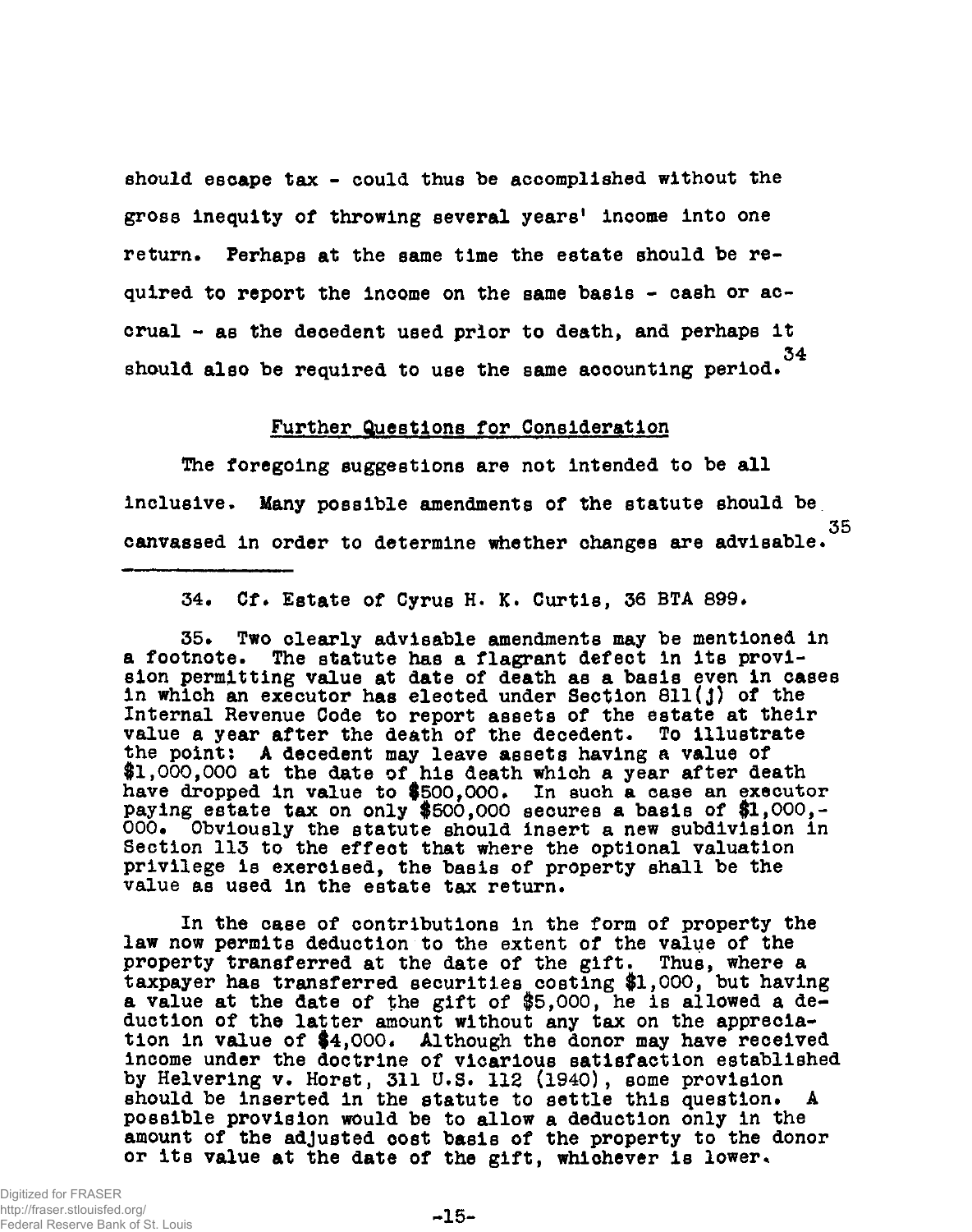should escape tax - could thus be accomplished without the gross inequity of throwing several years' income into one return. Perhaps at the same time the estate should be required to report the income on the same basis - cash or accrual - as the decedent used prior to death, and perhaps it should also be required to use the same accounting period.[34]

## Further Questions for Consideration

The foregoing suggestions are not intended to be all inclusive. Many possible amendments of the statute should be canvassed in order to determine whether changes are advisable.[35]

---

34. Cf. Estate of Cyrus H. K. Curtis, 36 BTA 899.

35. Two clearly advisable amendments may be mentioned in a footnote. The statute has a flagrant defect in its provision permitting value at date of death as a basis even in cases in which an executor has elected under Section 811(j) of the Internal Revenue Code to report assets of the estate at their value a year after the death of the decedent. To illustrate the point: A decedent may leave assets having a value of $1,000,000 at the date of his death which a year after death have dropped in value to $500,000. In such a case an executor paying estate tax on only $500,000 secures a basis of $1,000,000. Obviously the statute should insert a new subdivision in Section 113 to the effect that where the optional valuation privilege is exercised, the basis of property shall be the value as used in the estate tax return.

In the case of contributions in the form of property the law now permits deduction to the extent of the value of the property transferred at the date of the gift. Thus, where a taxpayer has transferred securities costing $1,000, but having a value at the date of the gift of $5,000, he is allowed a deduction of the latter amount without any tax on the appreciation in value of $4,000. Although the donor may have received income under the doctrine of vicarious satisfaction established by Helvering v. Horst, 311 U.S. 112 (1940), some provision should be inserted in the statute to settle this question. A possible provision would be to allow a deduction only in the amount of the adjusted cost basis of the property to the donor or its value at the date of the gift, whichever is lower.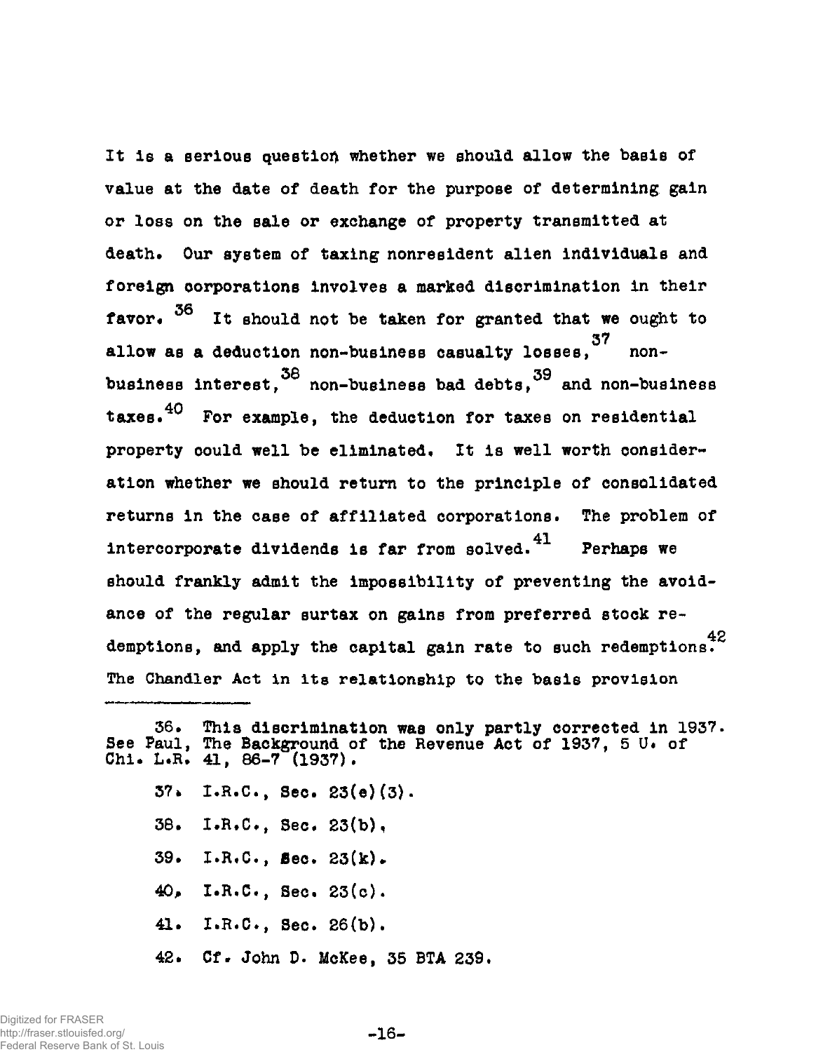It is a serious question whether we should allow the basis of value at the date of death for the purpose of determining gain or loss on the sale or exchange of property transmitted at death. Our system of taxing nonresident alien individuals and foreign corporations involves a marked discrimination in their favor.[36] It should not be taken for granted that we ought to allow as a deduction non-business casualty losses,[37] non-business interest,[38] non-business bad debts,[39] and non-business taxes.[40] For example, the deduction for taxes on residential property could well be eliminated. It is well worth consideration whether we should return to the principle of consolidated returns in the case of affiliated corporations. The problem of intercorporate dividends is far from solved.[41] Perhaps we should frankly admit the impossibility of preventing the avoidance of the regular surtax on gains from preferred stock redemptions, and apply the capital gain rate to such redemptions.[42] The Chandler Act in its relationship to the basis provision

---

36. This discrimination was only partly corrected in 1937. See Paul, The Background of the Revenue Act of 1937, 5 U. of Chi. L.R. 41, 86-7 (1937).

37. I.R.C., Sec. 23(e)(3).

38. I.R.C., Sec. 23(b).

39. I.R.C., Sec. 23(k).

40. I.R.C., Sec. 23(c).

41. I.R.C., Sec. 26(b).

42. Cf. John D. McKee, 35 BTA 239.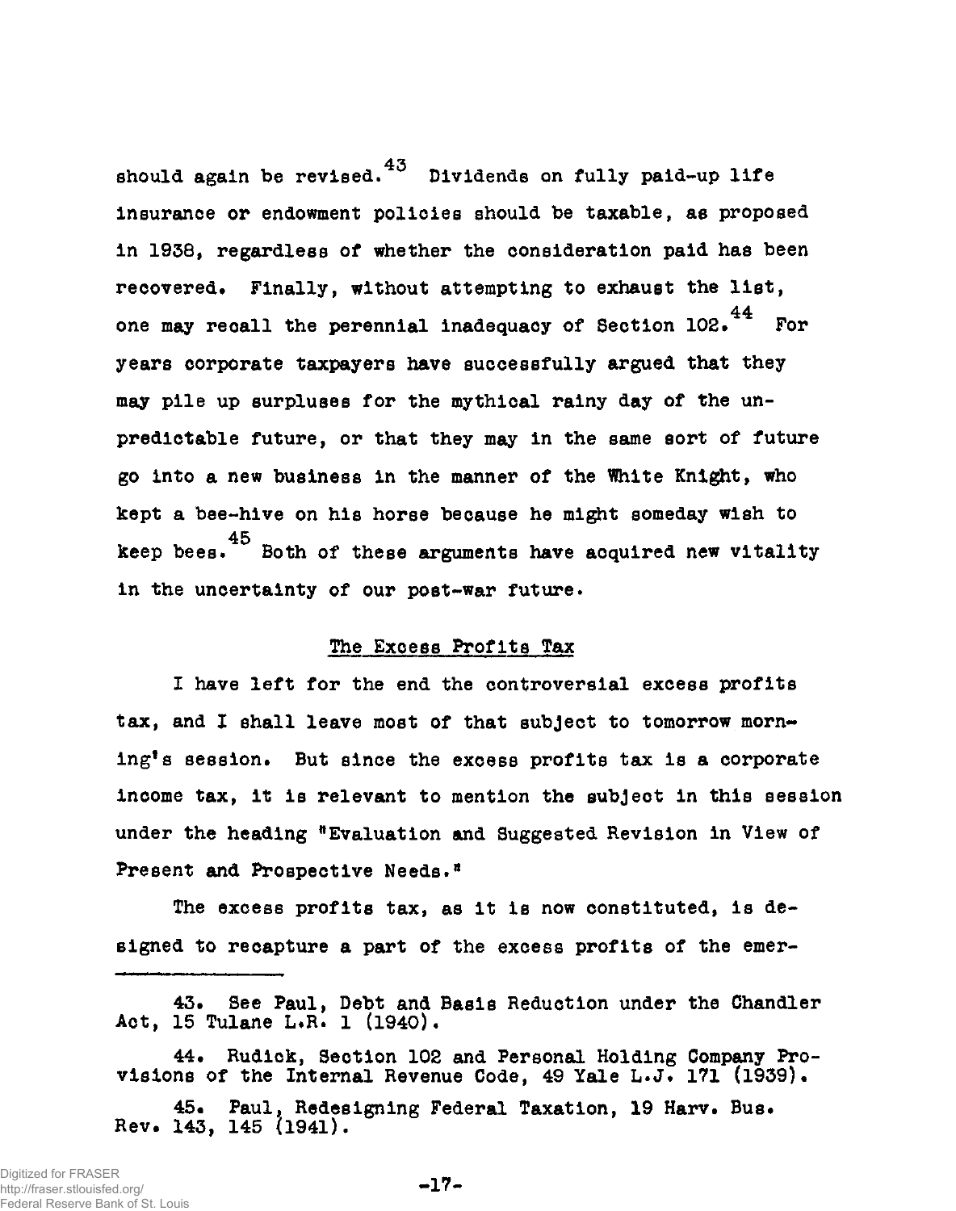should again be revised.[43] Dividends on fully paid-up life insurance or endowment policies should be taxable, as proposed in 1938, regardless of whether the consideration paid has been recovered. Finally, without attempting to exhaust the list, one may recall the perennial inadequacy of Section 102.[44] For years corporate taxpayers have successfully argued that they may pile up surpluses for the mythical rainy day of the unpredictable future, or that they may in the same sort of future go into a new business in the manner of the White Knight, who kept a bee-hive on his horse because he might someday wish to keep bees.[45] Both of these arguments have acquired new vitality in the uncertainty of our post-war future.

## The Excess Profits Tax

I have left for the end the controversial excess profits tax, and I shall leave most of that subject to tomorrow morning's session. But since the excess profits tax is a corporate income tax, it is relevant to mention the subject in this session under the heading "Evaluation and Suggested Revision in View of Present and Prospective Needs."

The excess profits tax, as it is now constituted, is designed to recapture a part of the excess profits of the emer-

---

43. See Paul, Debt and Basis Reduction under the Chandler Act, 15 Tulane L.R. 1 (1940).

44. Rudick, Section 102 and Personal Holding Company Provisions of the Internal Revenue Code, 49 Yale L.J. 171 (1939).

45. Paul, Redesigning Federal Taxation, 19 Harv. Bus. Rev. 143, 145 (1941).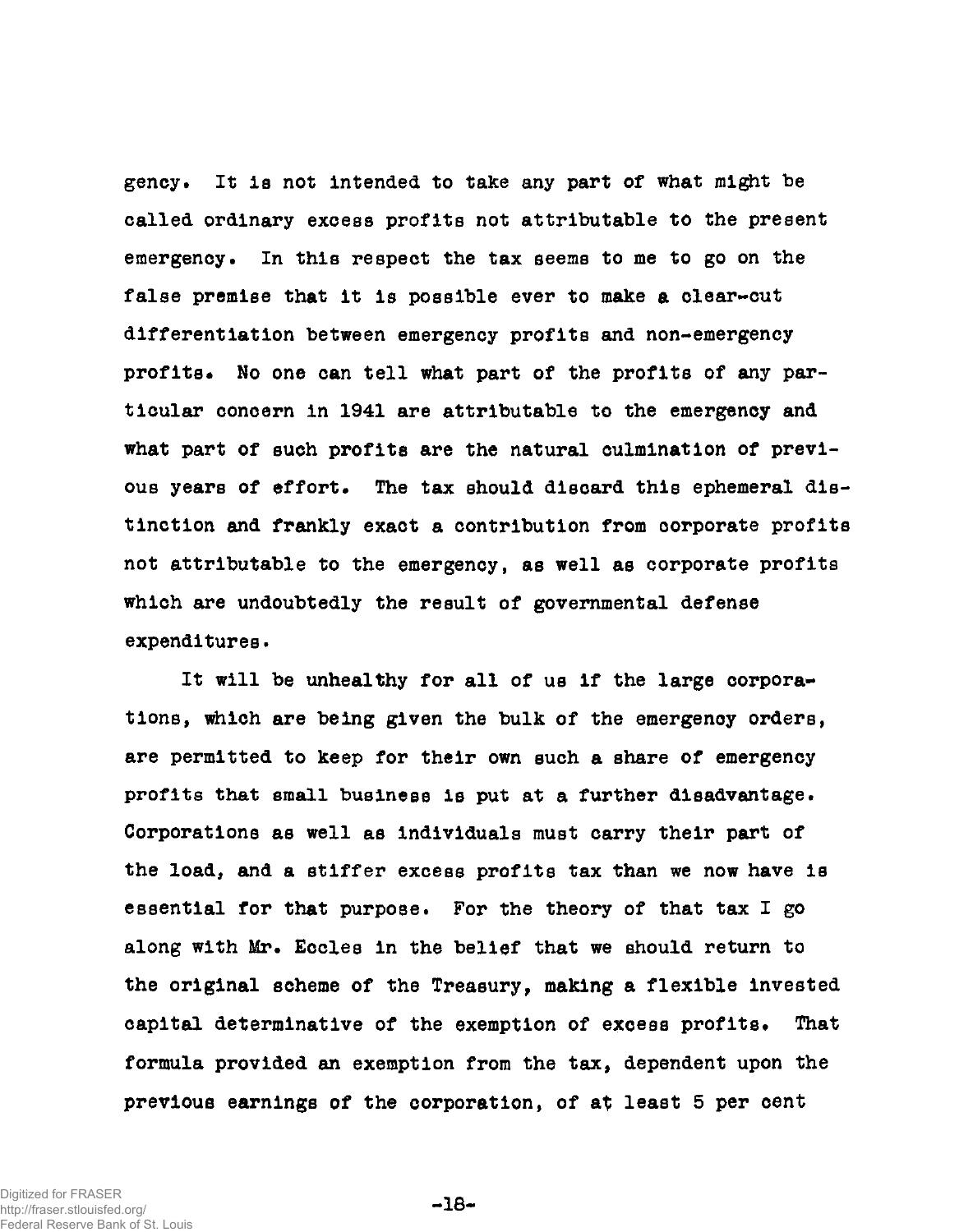gency. It is not intended to take any part of what might be called ordinary excess profits not attributable to the present emergency. In this respect the tax seems to me to go on the false premise that it is possible ever to make a clear-cut differentiation between emergency profits and non-emergency profits. No one can tell what part of the profits of any particular concern in 1941 are attributable to the emergency and what part of such profits are the natural culmination of previous years of effort. The tax should discard this ephemeral distinction and frankly exact a contribution from corporate profits not attributable to the emergency, as well as corporate profits which are undoubtedly the result of governmental defense expenditures.

It will be unhealthy for all of us if the large corporations, which are being given the bulk of the emergency orders, are permitted to keep for their own such a share of emergency profits that small business is put at a further disadvantage. Corporations as well as individuals must carry their part of the load, and a stiffer excess profits tax than we now have is essential for that purpose. For the theory of that tax I go along with Mr. Eccles in the belief that we should return to the original scheme of the Treasury, making a flexible invested capital determinative of the exemption of excess profits. That formula provided an exemption from the tax, dependent upon the previous earnings of the corporation, of at least 5 per cent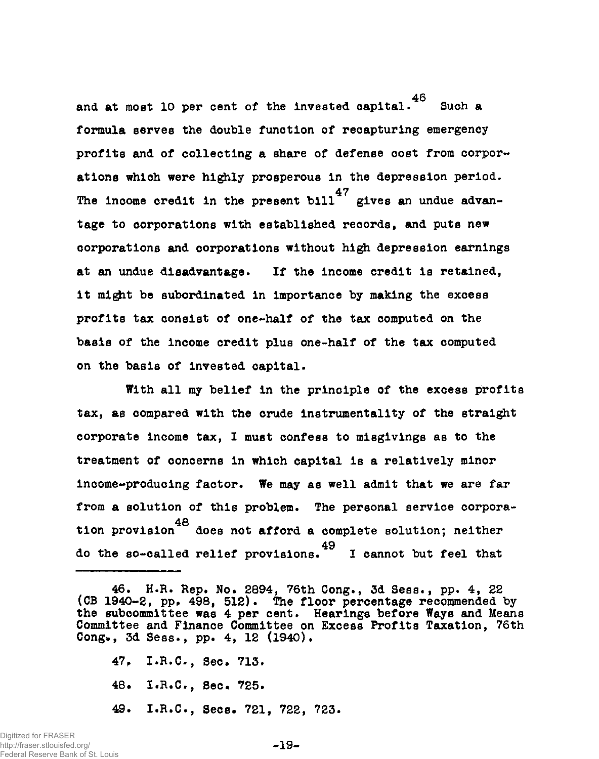and at most 10 per cent of the invested capital.[46] Such a formula serves the double function of recapturing emergency profits and of collecting a share of defense cost from corporations which were highly prosperous in the depression period. The income credit in the present bill[47] gives an undue advantage to corporations with established records, and puts new corporations and corporations without high depression earnings at an undue disadvantage. If the income credit is retained, it might be subordinated in importance by making the excess profits tax consist of one-half of the tax computed on the basis of the income credit plus one-half of the tax computed on the basis of invested capital.

With all my belief in the principle of the excess profits tax, as compared with the crude instrumentality of the straight corporate income tax, I must confess to misgivings as to the treatment of concerns in which capital is a relatively minor income-producing factor. We may as well admit that we are far from a solution of this problem. The personal service corporation provision[48] does not afford a complete solution; neither do the so-called relief provisions.[49] I cannot but feel that

---

46. H.R. Rep. No. 2894, 76th Cong., 3d Sess., pp. 4, 22 (CB 1940-2, pp. 498, 512). The floor percentage recommended by the subcommittee was 4 per cent. Hearings before Ways and Means Committee and Finance Committee on Excess Profits Taxation, 76th Cong., 3d Sess., pp. 4, 12 (1940).

47. I.R.C., Sec. 713.

48. I.R.C., Sec. 725.

49. I.R.C., Secs. 721, 722, 723.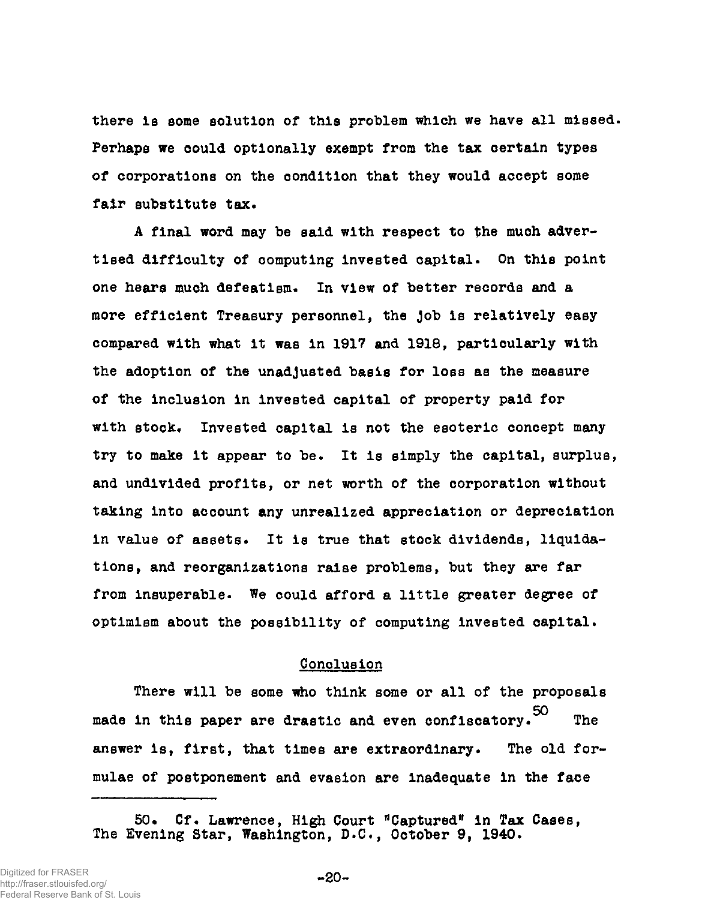there is some solution of this problem which we have all missed. Perhaps we could optionally exempt from the tax certain types of corporations on the condition that they would accept some fair substitute tax.

A final word may be said with respect to the much advertised difficulty of computing invested capital. On this point one hears much defeatism. In view of better records and a more efficient Treasury personnel, the job is relatively easy compared with what it was in 1917 and 1918, particularly with the adoption of the unadjusted basis for loss as the measure of the inclusion in invested capital of property paid for with stock. Invested capital is not the esoteric concept many try to make it appear to be. It is simply the capital, surplus, and undivided profits, or net worth of the corporation without taking into account any unrealized appreciation or depreciation in value of assets. It is true that stock dividends, liquidations, and reorganizations raise problems, but they are far from insuperable. We could afford a little greater degree of optimism about the possibility of computing invested capital.

## Conclusion

There will be some who think some or all of the proposals made in this paper are drastic and even confiscatory.[50] The answer is, first, that times are extraordinary. The old formulae of postponement and evasion are inadequate in the face

---

50. Cf. Lawrence, High Court "Captured" in Tax Cases, The Evening Star, Washington, D.C., October 9, 1940.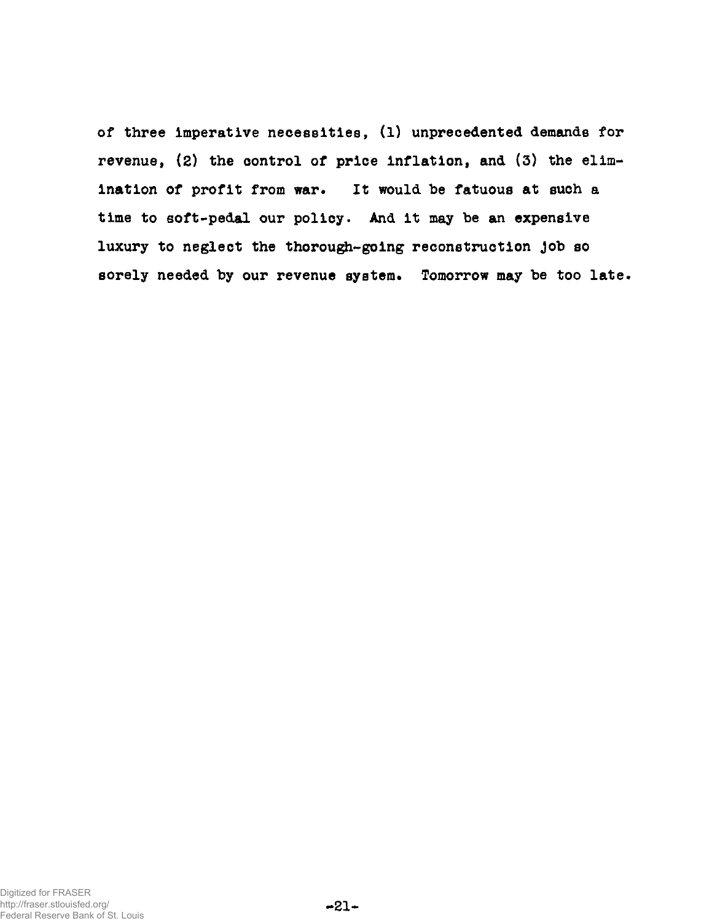of three imperative necessities, (1) unprecedented demands for revenue, (2) the control of price inflation, and (3) the elimination of profit from war. It would be fatuous at such a time to soft-pedal our policy. And it may be an expensive luxury to neglect the thorough-going reconstruction job so sorely needed by our revenue system. Tomorrow may be too late.